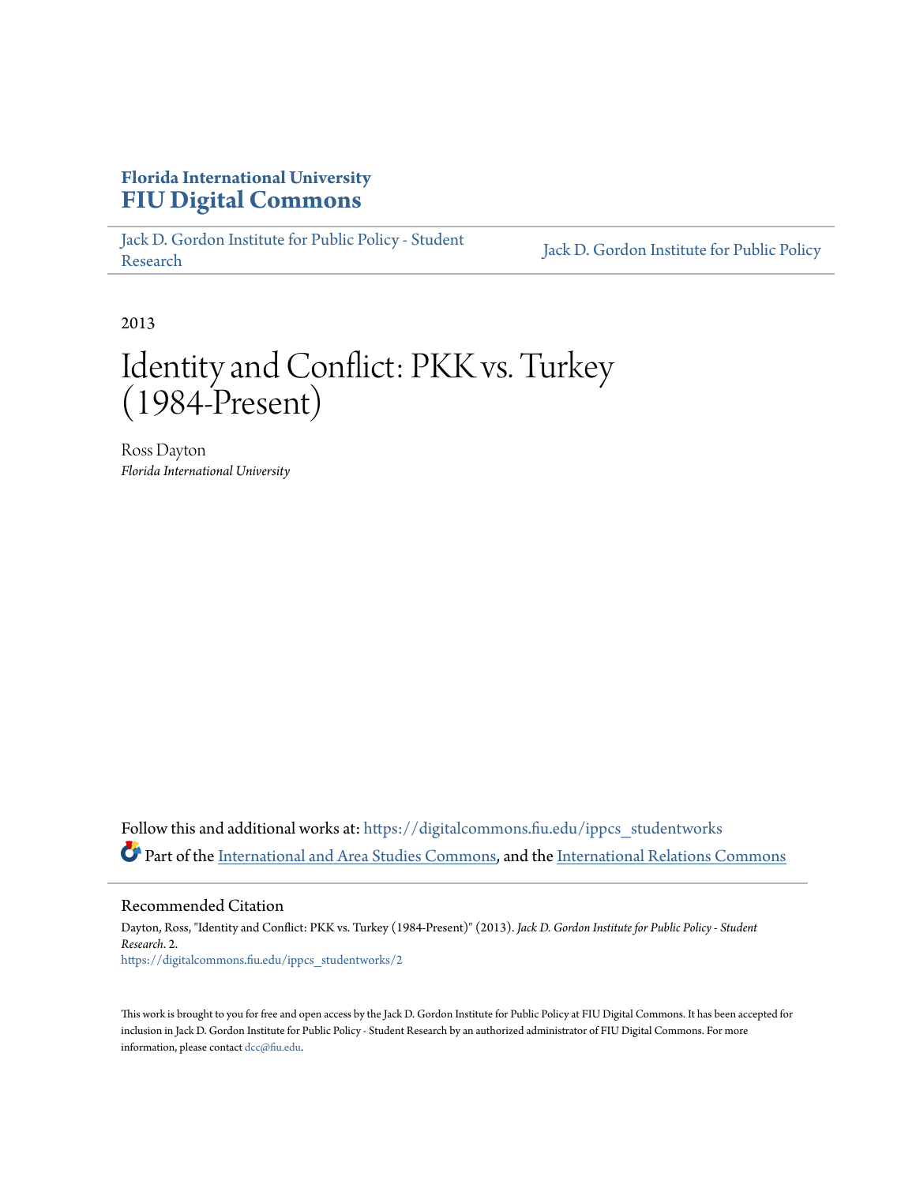**Florida International University**
# FIU Digital Commons

Jack D. Gordon Institute for Public Policy - Student Research | Jack D. Gordon Institute for Public Policy

2013

# Identity and Conflict: PKK vs. Turkey (1984-Present)

Ross Dayton
*Florida International University*

Follow this and additional works at: https://digitalcommons.fiu.edu/ippcs_studentworks

Part of the International and Area Studies Commons, and the International Relations Commons

## Recommended Citation

Dayton, Ross, "Identity and Conflict: PKK vs. Turkey (1984-Present)" (2013). *Jack D. Gordon Institute for Public Policy - Student Research*. 2.
https://digitalcommons.fiu.edu/ippcs_studentworks/2

This work is brought to you for free and open access by the Jack D. Gordon Institute for Public Policy at FIU Digital Commons. It has been accepted for inclusion in Jack D. Gordon Institute for Public Policy - Student Research by an authorized administrator of FIU Digital Commons. For more information, please contact dcc@fiu.edu.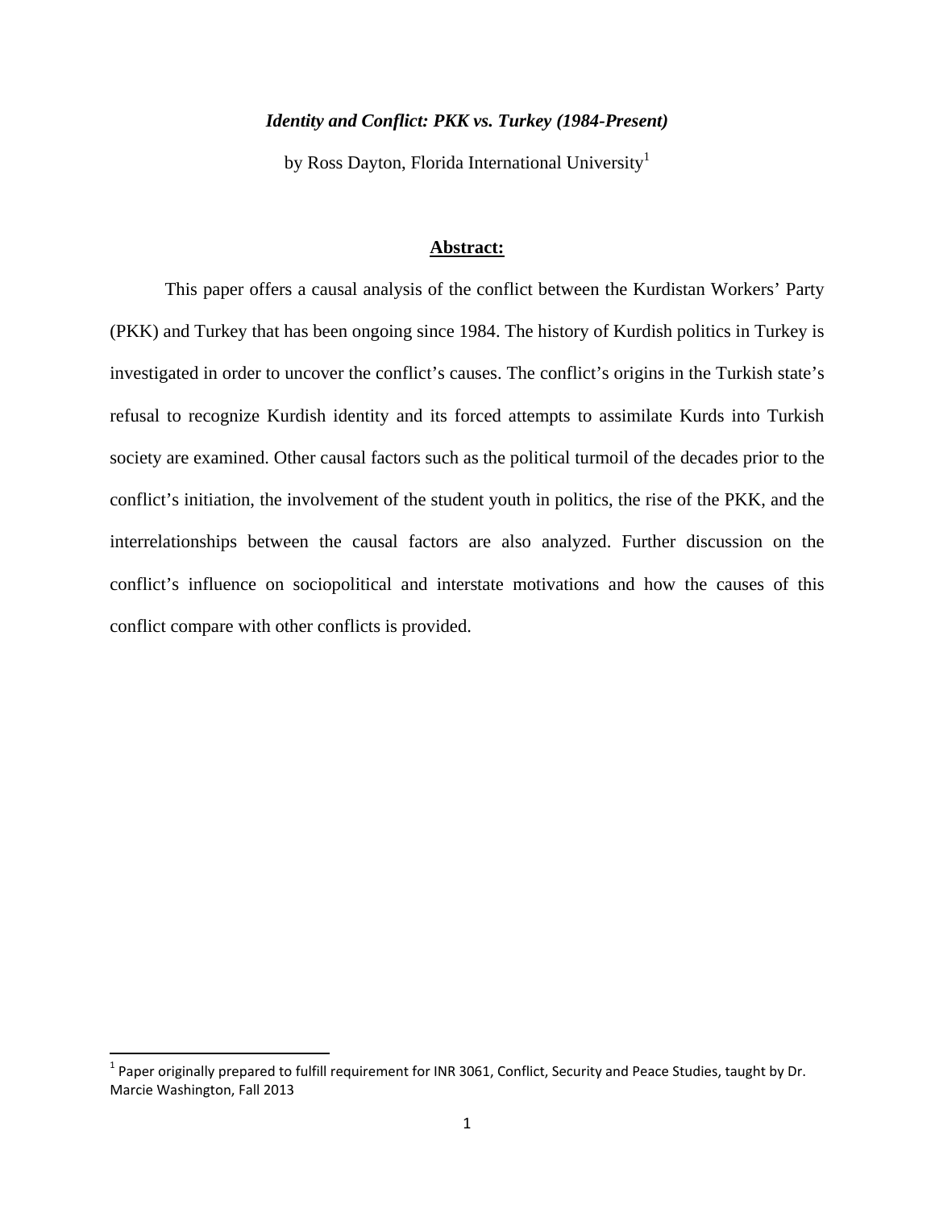***Identity and Conflict: PKK vs. Turkey (1984-Present)***

by Ross Dayton, Florida International University[1]

## Abstract:

This paper offers a causal analysis of the conflict between the Kurdistan Workers' Party (PKK) and Turkey that has been ongoing since 1984. The history of Kurdish politics in Turkey is investigated in order to uncover the conflict's causes. The conflict's origins in the Turkish state's refusal to recognize Kurdish identity and its forced attempts to assimilate Kurds into Turkish society are examined. Other causal factors such as the political turmoil of the decades prior to the conflict's initiation, the involvement of the student youth in politics, the rise of the PKK, and the interrelationships between the causal factors are also analyzed. Further discussion on the conflict's influence on sociopolitical and interstate motivations and how the causes of this conflict compare with other conflicts is provided.

[1] Paper originally prepared to fulfill requirement for INR 3061, Conflict, Security and Peace Studies, taught by Dr. Marcie Washington, Fall 2013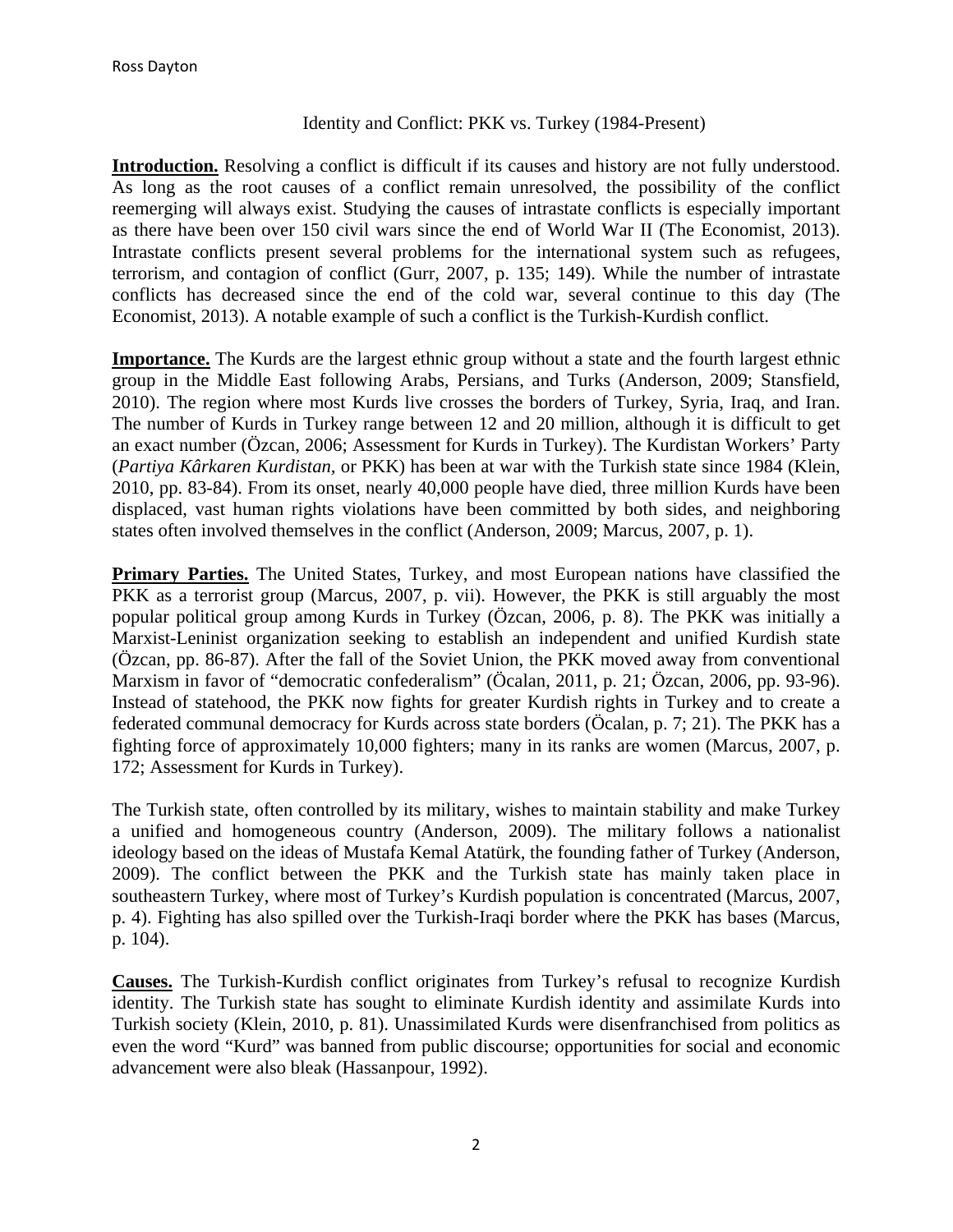Identity and Conflict: PKK vs. Turkey (1984-Present)

**Introduction.** Resolving a conflict is difficult if its causes and history are not fully understood. As long as the root causes of a conflict remain unresolved, the possibility of the conflict reemerging will always exist. Studying the causes of intrastate conflicts is especially important as there have been over 150 civil wars since the end of World War II (The Economist, 2013). Intrastate conflicts present several problems for the international system such as refugees, terrorism, and contagion of conflict (Gurr, 2007, p. 135; 149). While the number of intrastate conflicts has decreased since the end of the cold war, several continue to this day (The Economist, 2013). A notable example of such a conflict is the Turkish-Kurdish conflict.

**Importance.** The Kurds are the largest ethnic group without a state and the fourth largest ethnic group in the Middle East following Arabs, Persians, and Turks (Anderson, 2009; Stansfield, 2010). The region where most Kurds live crosses the borders of Turkey, Syria, Iraq, and Iran. The number of Kurds in Turkey range between 12 and 20 million, although it is difficult to get an exact number (Özcan, 2006; Assessment for Kurds in Turkey). The Kurdistan Workers' Party (*Partiya Kârkaren Kurdistan*, or PKK) has been at war with the Turkish state since 1984 (Klein, 2010, pp. 83-84). From its onset, nearly 40,000 people have died, three million Kurds have been displaced, vast human rights violations have been committed by both sides, and neighboring states often involved themselves in the conflict (Anderson, 2009; Marcus, 2007, p. 1).

**Primary Parties.** The United States, Turkey, and most European nations have classified the PKK as a terrorist group (Marcus, 2007, p. vii). However, the PKK is still arguably the most popular political group among Kurds in Turkey (Özcan, 2006, p. 8). The PKK was initially a Marxist-Leninist organization seeking to establish an independent and unified Kurdish state (Özcan, pp. 86-87). After the fall of the Soviet Union, the PKK moved away from conventional Marxism in favor of "democratic confederalism" (Öcalan, 2011, p. 21; Özcan, 2006, pp. 93-96). Instead of statehood, the PKK now fights for greater Kurdish rights in Turkey and to create a federated communal democracy for Kurds across state borders (Öcalan, p. 7; 21). The PKK has a fighting force of approximately 10,000 fighters; many in its ranks are women (Marcus, 2007, p. 172; Assessment for Kurds in Turkey).

The Turkish state, often controlled by its military, wishes to maintain stability and make Turkey a unified and homogeneous country (Anderson, 2009). The military follows a nationalist ideology based on the ideas of Mustafa Kemal Atatürk, the founding father of Turkey (Anderson, 2009). The conflict between the PKK and the Turkish state has mainly taken place in southeastern Turkey, where most of Turkey's Kurdish population is concentrated (Marcus, 2007, p. 4). Fighting has also spilled over the Turkish-Iraqi border where the PKK has bases (Marcus, p. 104).

**Causes.** The Turkish-Kurdish conflict originates from Turkey's refusal to recognize Kurdish identity. The Turkish state has sought to eliminate Kurdish identity and assimilate Kurds into Turkish society (Klein, 2010, p. 81). Unassimilated Kurds were disenfranchised from politics as even the word "Kurd" was banned from public discourse; opportunities for social and economic advancement were also bleak (Hassanpour, 1992).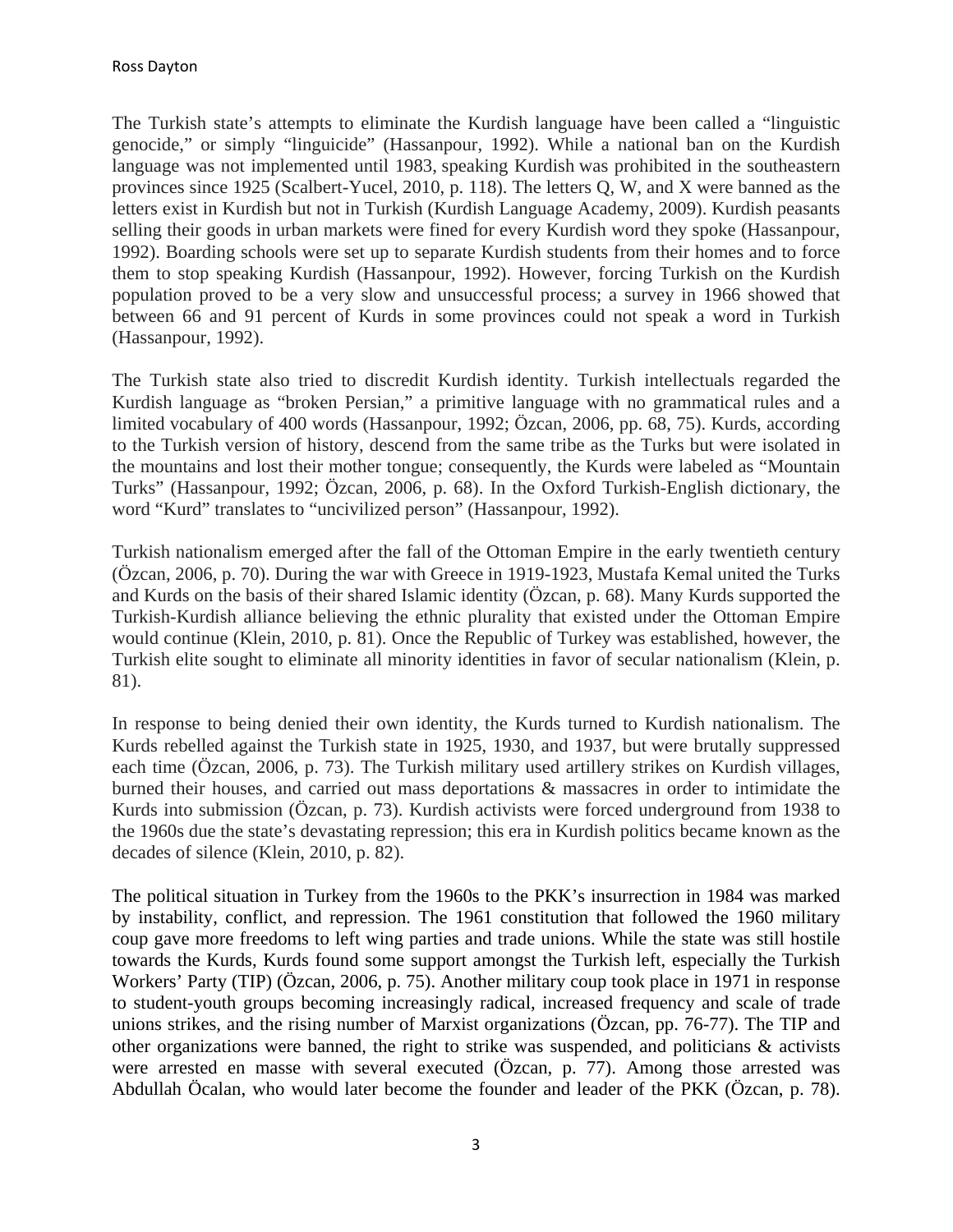The Turkish state's attempts to eliminate the Kurdish language have been called a "linguistic genocide," or simply "linguicide" (Hassanpour, 1992). While a national ban on the Kurdish language was not implemented until 1983, speaking Kurdish was prohibited in the southeastern provinces since 1925 (Scalbert-Yucel, 2010, p. 118). The letters Q, W, and X were banned as the letters exist in Kurdish but not in Turkish (Kurdish Language Academy, 2009). Kurdish peasants selling their goods in urban markets were fined for every Kurdish word they spoke (Hassanpour, 1992). Boarding schools were set up to separate Kurdish students from their homes and to force them to stop speaking Kurdish (Hassanpour, 1992). However, forcing Turkish on the Kurdish population proved to be a very slow and unsuccessful process; a survey in 1966 showed that between 66 and 91 percent of Kurds in some provinces could not speak a word in Turkish (Hassanpour, 1992).

The Turkish state also tried to discredit Kurdish identity. Turkish intellectuals regarded the Kurdish language as "broken Persian," a primitive language with no grammatical rules and a limited vocabulary of 400 words (Hassanpour, 1992; Özcan, 2006, pp. 68, 75). Kurds, according to the Turkish version of history, descend from the same tribe as the Turks but were isolated in the mountains and lost their mother tongue; consequently, the Kurds were labeled as "Mountain Turks" (Hassanpour, 1992; Özcan, 2006, p. 68). In the Oxford Turkish-English dictionary, the word "Kurd" translates to "uncivilized person" (Hassanpour, 1992).

Turkish nationalism emerged after the fall of the Ottoman Empire in the early twentieth century (Özcan, 2006, p. 70). During the war with Greece in 1919-1923, Mustafa Kemal united the Turks and Kurds on the basis of their shared Islamic identity (Özcan, p. 68). Many Kurds supported the Turkish-Kurdish alliance believing the ethnic plurality that existed under the Ottoman Empire would continue (Klein, 2010, p. 81). Once the Republic of Turkey was established, however, the Turkish elite sought to eliminate all minority identities in favor of secular nationalism (Klein, p. 81).

In response to being denied their own identity, the Kurds turned to Kurdish nationalism. The Kurds rebelled against the Turkish state in 1925, 1930, and 1937, but were brutally suppressed each time (Özcan, 2006, p. 73). The Turkish military used artillery strikes on Kurdish villages, burned their houses, and carried out mass deportations & massacres in order to intimidate the Kurds into submission (Özcan, p. 73). Kurdish activists were forced underground from 1938 to the 1960s due the state's devastating repression; this era in Kurdish politics became known as the decades of silence (Klein, 2010, p. 82).

The political situation in Turkey from the 1960s to the PKK's insurrection in 1984 was marked by instability, conflict, and repression. The 1961 constitution that followed the 1960 military coup gave more freedoms to left wing parties and trade unions. While the state was still hostile towards the Kurds, Kurds found some support amongst the Turkish left, especially the Turkish Workers' Party (TIP) (Özcan, 2006, p. 75). Another military coup took place in 1971 in response to student-youth groups becoming increasingly radical, increased frequency and scale of trade unions strikes, and the rising number of Marxist organizations (Özcan, pp. 76-77). The TIP and other organizations were banned, the right to strike was suspended, and politicians & activists were arrested en masse with several executed (Özcan, p. 77). Among those arrested was Abdullah Öcalan, who would later become the founder and leader of the PKK (Özcan, p. 78).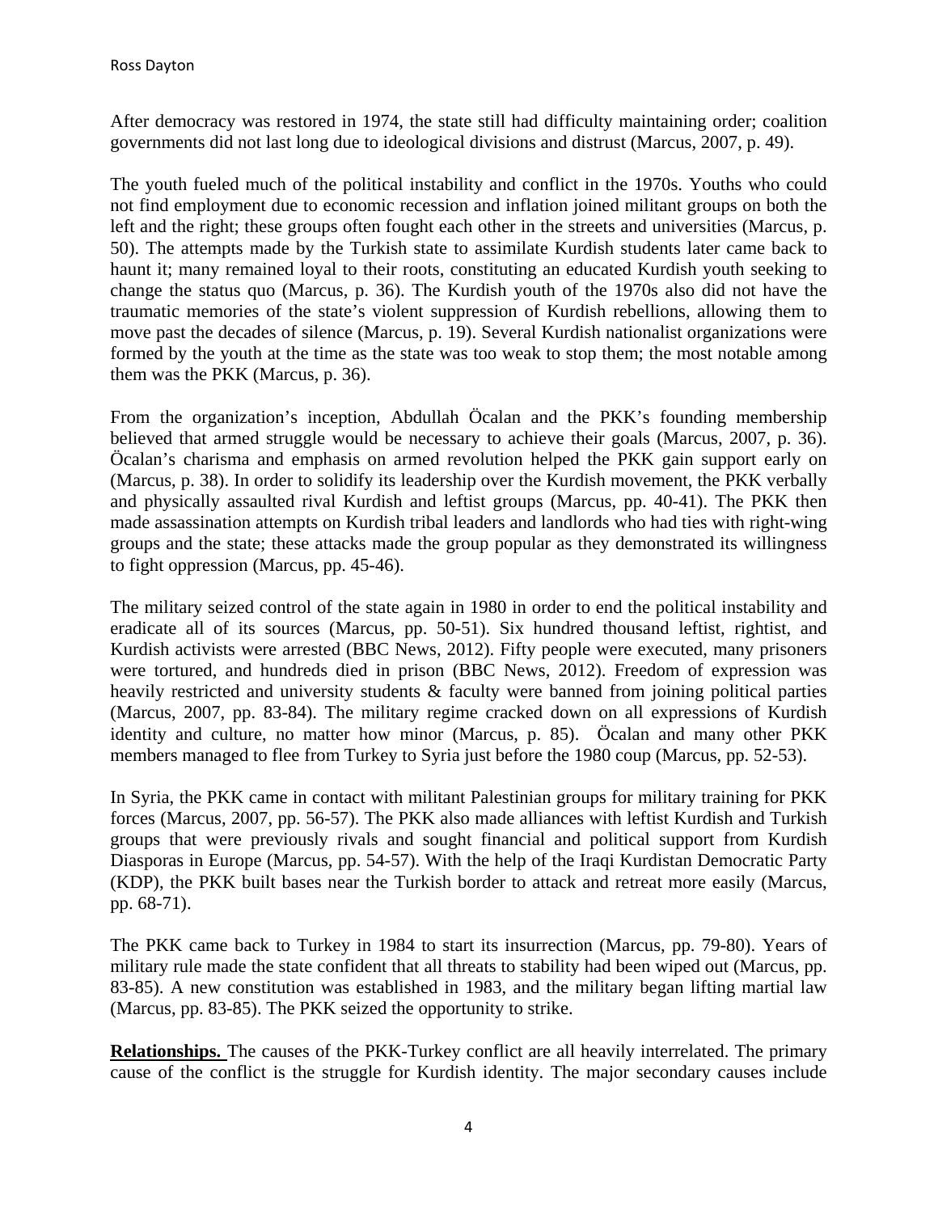After democracy was restored in 1974, the state still had difficulty maintaining order; coalition governments did not last long due to ideological divisions and distrust (Marcus, 2007, p. 49).

The youth fueled much of the political instability and conflict in the 1970s. Youths who could not find employment due to economic recession and inflation joined militant groups on both the left and the right; these groups often fought each other in the streets and universities (Marcus, p. 50). The attempts made by the Turkish state to assimilate Kurdish students later came back to haunt it; many remained loyal to their roots, constituting an educated Kurdish youth seeking to change the status quo (Marcus, p. 36). The Kurdish youth of the 1970s also did not have the traumatic memories of the state's violent suppression of Kurdish rebellions, allowing them to move past the decades of silence (Marcus, p. 19). Several Kurdish nationalist organizations were formed by the youth at the time as the state was too weak to stop them; the most notable among them was the PKK (Marcus, p. 36).

From the organization's inception, Abdullah Öcalan and the PKK's founding membership believed that armed struggle would be necessary to achieve their goals (Marcus, 2007, p. 36). Öcalan's charisma and emphasis on armed revolution helped the PKK gain support early on (Marcus, p. 38). In order to solidify its leadership over the Kurdish movement, the PKK verbally and physically assaulted rival Kurdish and leftist groups (Marcus, pp. 40-41). The PKK then made assassination attempts on Kurdish tribal leaders and landlords who had ties with right-wing groups and the state; these attacks made the group popular as they demonstrated its willingness to fight oppression (Marcus, pp. 45-46).

The military seized control of the state again in 1980 in order to end the political instability and eradicate all of its sources (Marcus, pp. 50-51). Six hundred thousand leftist, rightist, and Kurdish activists were arrested (BBC News, 2012). Fifty people were executed, many prisoners were tortured, and hundreds died in prison (BBC News, 2012). Freedom of expression was heavily restricted and university students & faculty were banned from joining political parties (Marcus, 2007, pp. 83-84). The military regime cracked down on all expressions of Kurdish identity and culture, no matter how minor (Marcus, p. 85). Öcalan and many other PKK members managed to flee from Turkey to Syria just before the 1980 coup (Marcus, pp. 52-53).

In Syria, the PKK came in contact with militant Palestinian groups for military training for PKK forces (Marcus, 2007, pp. 56-57). The PKK also made alliances with leftist Kurdish and Turkish groups that were previously rivals and sought financial and political support from Kurdish Diasporas in Europe (Marcus, pp. 54-57). With the help of the Iraqi Kurdistan Democratic Party (KDP), the PKK built bases near the Turkish border to attack and retreat more easily (Marcus, pp. 68-71).

The PKK came back to Turkey in 1984 to start its insurrection (Marcus, pp. 79-80). Years of military rule made the state confident that all threats to stability had been wiped out (Marcus, pp. 83-85). A new constitution was established in 1983, and the military began lifting martial law (Marcus, pp. 83-85). The PKK seized the opportunity to strike.

**Relationships.** The causes of the PKK-Turkey conflict are all heavily interrelated. The primary cause of the conflict is the struggle for Kurdish identity. The major secondary causes include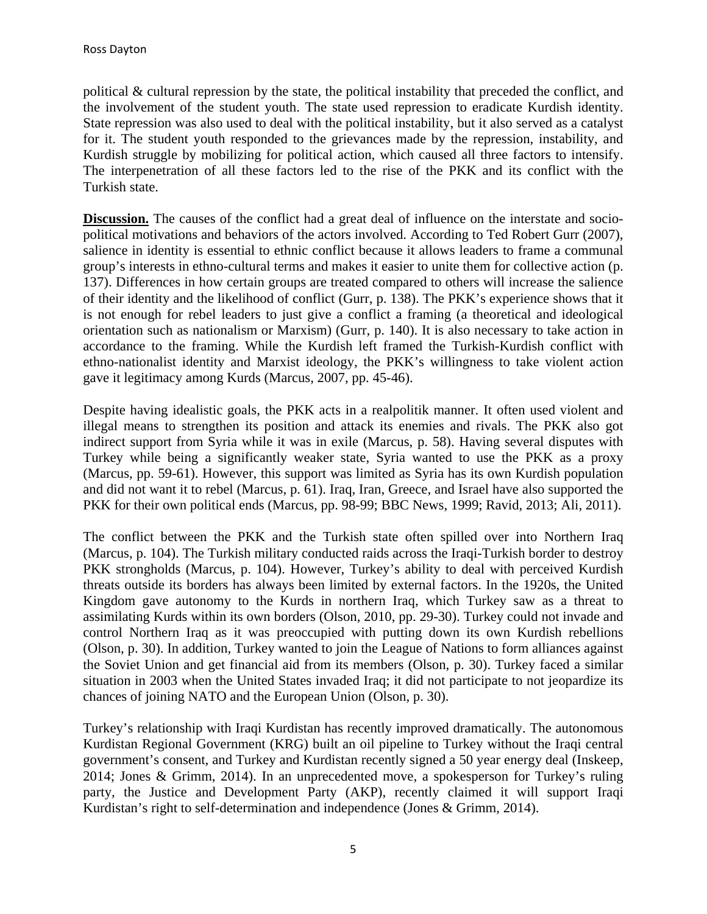political & cultural repression by the state, the political instability that preceded the conflict, and the involvement of the student youth. The state used repression to eradicate Kurdish identity. State repression was also used to deal with the political instability, but it also served as a catalyst for it. The student youth responded to the grievances made by the repression, instability, and Kurdish struggle by mobilizing for political action, which caused all three factors to intensify. The interpenetration of all these factors led to the rise of the PKK and its conflict with the Turkish state.

**Discussion.** The causes of the conflict had a great deal of influence on the interstate and socio-political motivations and behaviors of the actors involved. According to Ted Robert Gurr (2007), salience in identity is essential to ethnic conflict because it allows leaders to frame a communal group's interests in ethno-cultural terms and makes it easier to unite them for collective action (p. 137). Differences in how certain groups are treated compared to others will increase the salience of their identity and the likelihood of conflict (Gurr, p. 138). The PKK's experience shows that it is not enough for rebel leaders to just give a conflict a framing (a theoretical and ideological orientation such as nationalism or Marxism) (Gurr, p. 140). It is also necessary to take action in accordance to the framing. While the Kurdish left framed the Turkish-Kurdish conflict with ethno-nationalist identity and Marxist ideology, the PKK's willingness to take violent action gave it legitimacy among Kurds (Marcus, 2007, pp. 45-46).

Despite having idealistic goals, the PKK acts in a realpolitik manner. It often used violent and illegal means to strengthen its position and attack its enemies and rivals. The PKK also got indirect support from Syria while it was in exile (Marcus, p. 58). Having several disputes with Turkey while being a significantly weaker state, Syria wanted to use the PKK as a proxy (Marcus, pp. 59-61). However, this support was limited as Syria has its own Kurdish population and did not want it to rebel (Marcus, p. 61). Iraq, Iran, Greece, and Israel have also supported the PKK for their own political ends (Marcus, pp. 98-99; BBC News, 1999; Ravid, 2013; Ali, 2011).

The conflict between the PKK and the Turkish state often spilled over into Northern Iraq (Marcus, p. 104). The Turkish military conducted raids across the Iraqi-Turkish border to destroy PKK strongholds (Marcus, p. 104). However, Turkey's ability to deal with perceived Kurdish threats outside its borders has always been limited by external factors. In the 1920s, the United Kingdom gave autonomy to the Kurds in northern Iraq, which Turkey saw as a threat to assimilating Kurds within its own borders (Olson, 2010, pp. 29-30). Turkey could not invade and control Northern Iraq as it was preoccupied with putting down its own Kurdish rebellions (Olson, p. 30). In addition, Turkey wanted to join the League of Nations to form alliances against the Soviet Union and get financial aid from its members (Olson, p. 30). Turkey faced a similar situation in 2003 when the United States invaded Iraq; it did not participate to not jeopardize its chances of joining NATO and the European Union (Olson, p. 30).

Turkey's relationship with Iraqi Kurdistan has recently improved dramatically. The autonomous Kurdistan Regional Government (KRG) built an oil pipeline to Turkey without the Iraqi central government's consent, and Turkey and Kurdistan recently signed a 50 year energy deal (Inskeep, 2014; Jones & Grimm, 2014). In an unprecedented move, a spokesperson for Turkey's ruling party, the Justice and Development Party (AKP), recently claimed it will support Iraqi Kurdistan's right to self-determination and independence (Jones & Grimm, 2014).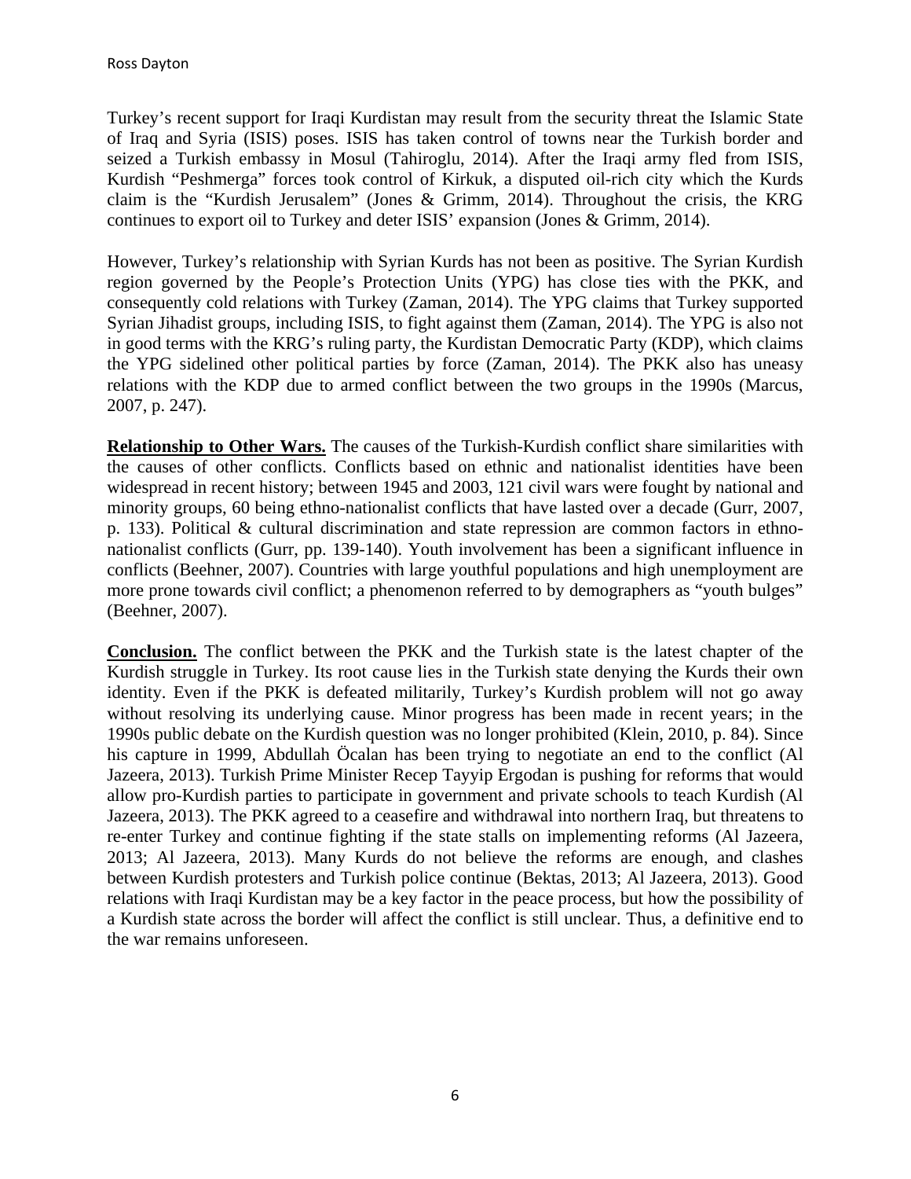Turkey's recent support for Iraqi Kurdistan may result from the security threat the Islamic State of Iraq and Syria (ISIS) poses. ISIS has taken control of towns near the Turkish border and seized a Turkish embassy in Mosul (Tahiroglu, 2014). After the Iraqi army fled from ISIS, Kurdish "Peshmerga" forces took control of Kirkuk, a disputed oil-rich city which the Kurds claim is the "Kurdish Jerusalem" (Jones & Grimm, 2014). Throughout the crisis, the KRG continues to export oil to Turkey and deter ISIS' expansion (Jones & Grimm, 2014).

However, Turkey's relationship with Syrian Kurds has not been as positive. The Syrian Kurdish region governed by the People's Protection Units (YPG) has close ties with the PKK, and consequently cold relations with Turkey (Zaman, 2014). The YPG claims that Turkey supported Syrian Jihadist groups, including ISIS, to fight against them (Zaman, 2014). The YPG is also not in good terms with the KRG's ruling party, the Kurdistan Democratic Party (KDP), which claims the YPG sidelined other political parties by force (Zaman, 2014). The PKK also has uneasy relations with the KDP due to armed conflict between the two groups in the 1990s (Marcus, 2007, p. 247).

**Relationship to Other Wars.** The causes of the Turkish-Kurdish conflict share similarities with the causes of other conflicts. Conflicts based on ethnic and nationalist identities have been widespread in recent history; between 1945 and 2003, 121 civil wars were fought by national and minority groups, 60 being ethno-nationalist conflicts that have lasted over a decade (Gurr, 2007, p. 133). Political & cultural discrimination and state repression are common factors in ethno-nationalist conflicts (Gurr, pp. 139-140). Youth involvement has been a significant influence in conflicts (Beehner, 2007). Countries with large youthful populations and high unemployment are more prone towards civil conflict; a phenomenon referred to by demographers as "youth bulges" (Beehner, 2007).

**Conclusion.** The conflict between the PKK and the Turkish state is the latest chapter of the Kurdish struggle in Turkey. Its root cause lies in the Turkish state denying the Kurds their own identity. Even if the PKK is defeated militarily, Turkey's Kurdish problem will not go away without resolving its underlying cause. Minor progress has been made in recent years; in the 1990s public debate on the Kurdish question was no longer prohibited (Klein, 2010, p. 84). Since his capture in 1999, Abdullah Öcalan has been trying to negotiate an end to the conflict (Al Jazeera, 2013). Turkish Prime Minister Recep Tayyip Ergodan is pushing for reforms that would allow pro-Kurdish parties to participate in government and private schools to teach Kurdish (Al Jazeera, 2013). The PKK agreed to a ceasefire and withdrawal into northern Iraq, but threatens to re-enter Turkey and continue fighting if the state stalls on implementing reforms (Al Jazeera, 2013; Al Jazeera, 2013). Many Kurds do not believe the reforms are enough, and clashes between Kurdish protesters and Turkish police continue (Bektas, 2013; Al Jazeera, 2013). Good relations with Iraqi Kurdistan may be a key factor in the peace process, but how the possibility of a Kurdish state across the border will affect the conflict is still unclear. Thus, a definitive end to the war remains unforeseen.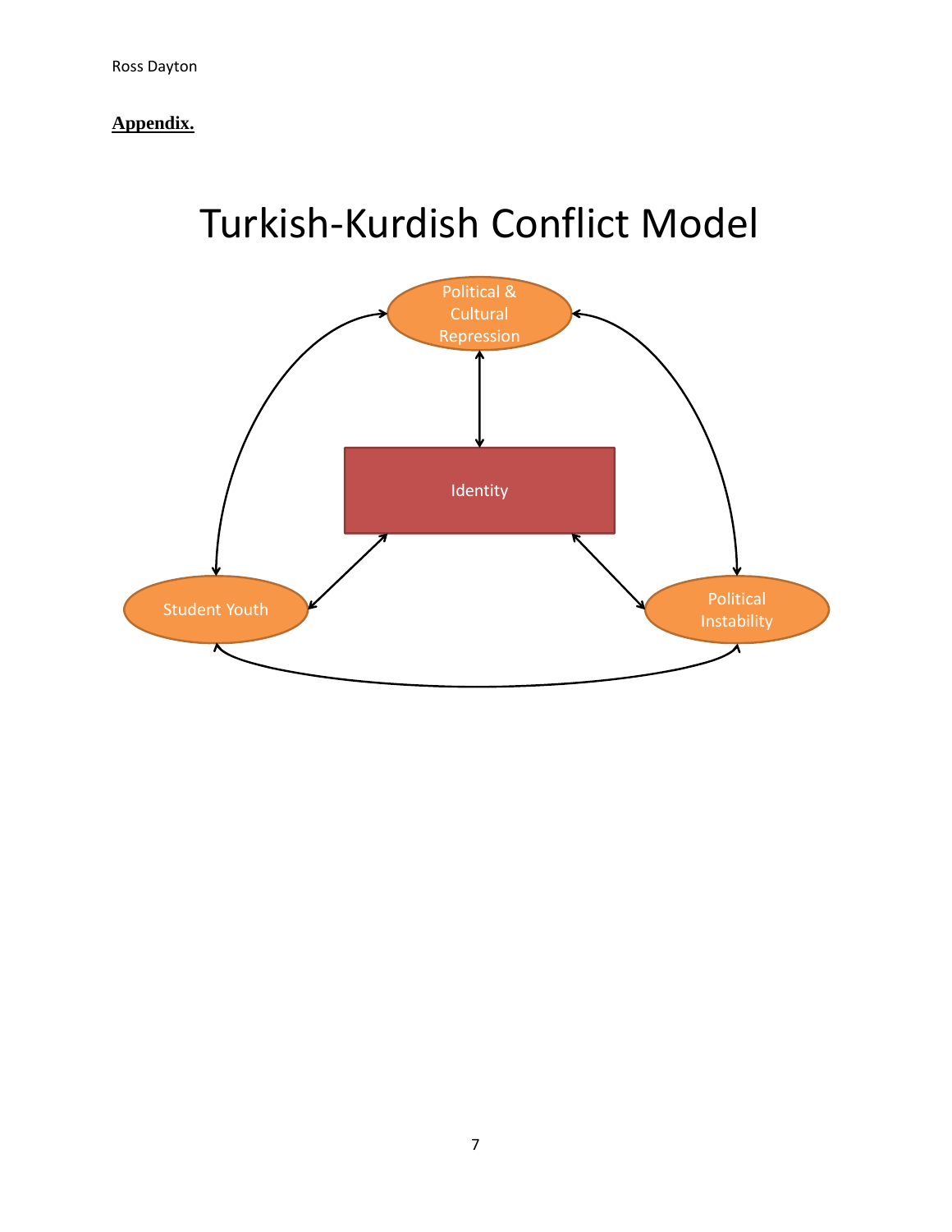**Appendix.**

# Turkish-Kurdish Conflict Model

Political & Cultural Repression

Identity

Student Youth

Political Instability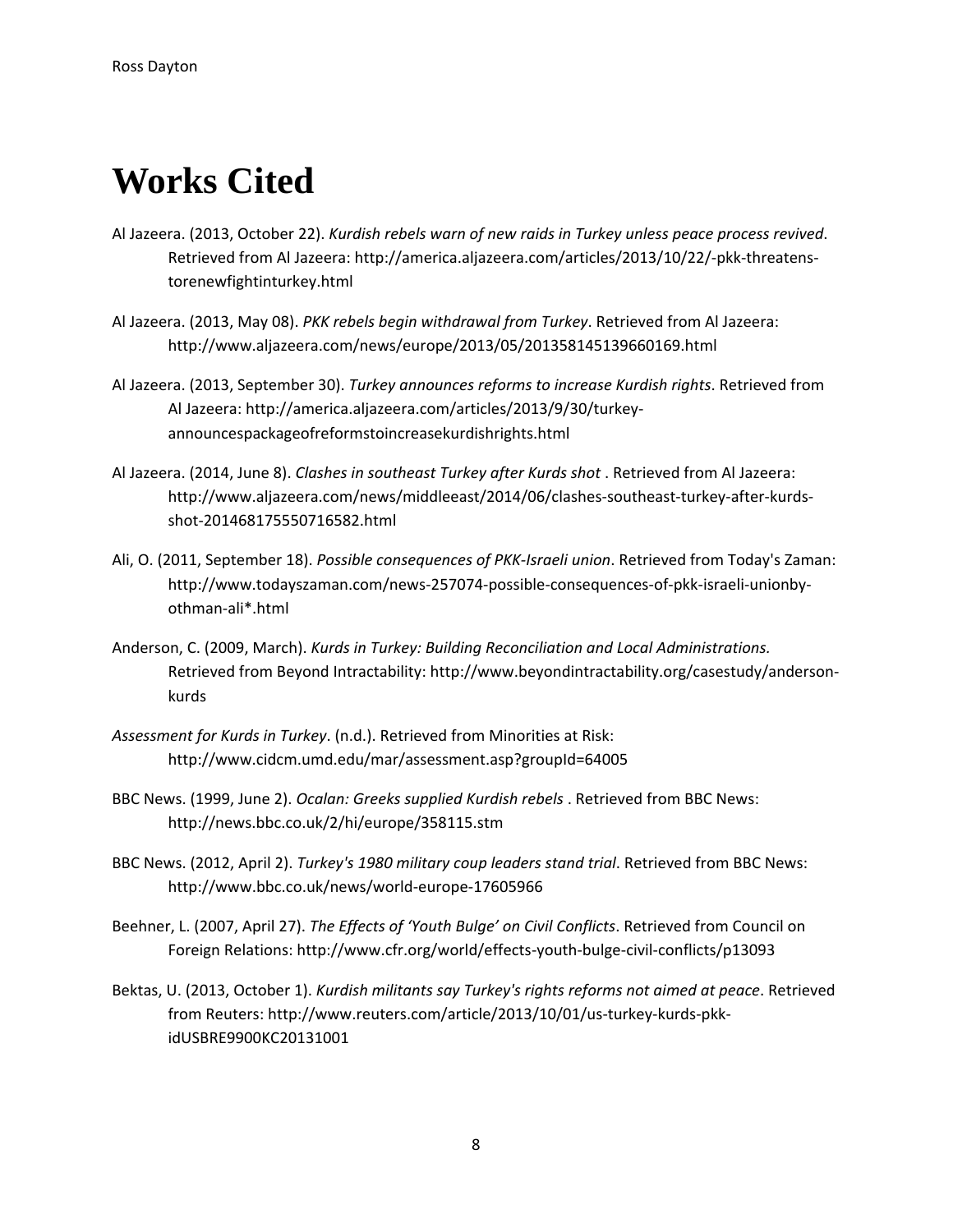# Works Cited

Al Jazeera. (2013, October 22). *Kurdish rebels warn of new raids in Turkey unless peace process revived*. Retrieved from Al Jazeera: http://america.aljazeera.com/articles/2013/10/22/-pkk-threatens-torenewfightinturkey.html

Al Jazeera. (2013, May 08). *PKK rebels begin withdrawal from Turkey*. Retrieved from Al Jazeera: http://www.aljazeera.com/news/europe/2013/05/201358145139660169.html

Al Jazeera. (2013, September 30). *Turkey announces reforms to increase Kurdish rights*. Retrieved from Al Jazeera: http://america.aljazeera.com/articles/2013/9/30/turkey-announcespackageofreformstoincreasekurdishrights.html

Al Jazeera. (2014, June 8). *Clashes in southeast Turkey after Kurds shot* . Retrieved from Al Jazeera: http://www.aljazeera.com/news/middleeast/2014/06/clashes-southeast-turkey-after-kurds-shot-201468175550716582.html

Ali, O. (2011, September 18). *Possible consequences of PKK-Israeli union*. Retrieved from Today's Zaman: http://www.todayszaman.com/news-257074-possible-consequences-of-pkk-israeli-unionby-othman-ali*.html

Anderson, C. (2009, March). *Kurds in Turkey: Building Reconciliation and Local Administrations.* Retrieved from Beyond Intractability: http://www.beyondintractability.org/casestudy/anderson-kurds

*Assessment for Kurds in Turkey*. (n.d.). Retrieved from Minorities at Risk: http://www.cidcm.umd.edu/mar/assessment.asp?groupId=64005

BBC News. (1999, June 2). *Ocalan: Greeks supplied Kurdish rebels* . Retrieved from BBC News: http://news.bbc.co.uk/2/hi/europe/358115.stm

BBC News. (2012, April 2). *Turkey's 1980 military coup leaders stand trial*. Retrieved from BBC News: http://www.bbc.co.uk/news/world-europe-17605966

Beehner, L. (2007, April 27). *The Effects of 'Youth Bulge' on Civil Conflicts*. Retrieved from Council on Foreign Relations: http://www.cfr.org/world/effects-youth-bulge-civil-conflicts/p13093

Bektas, U. (2013, October 1). *Kurdish militants say Turkey's rights reforms not aimed at peace*. Retrieved from Reuters: http://www.reuters.com/article/2013/10/01/us-turkey-kurds-pkk-idUSBRE9900KC20131001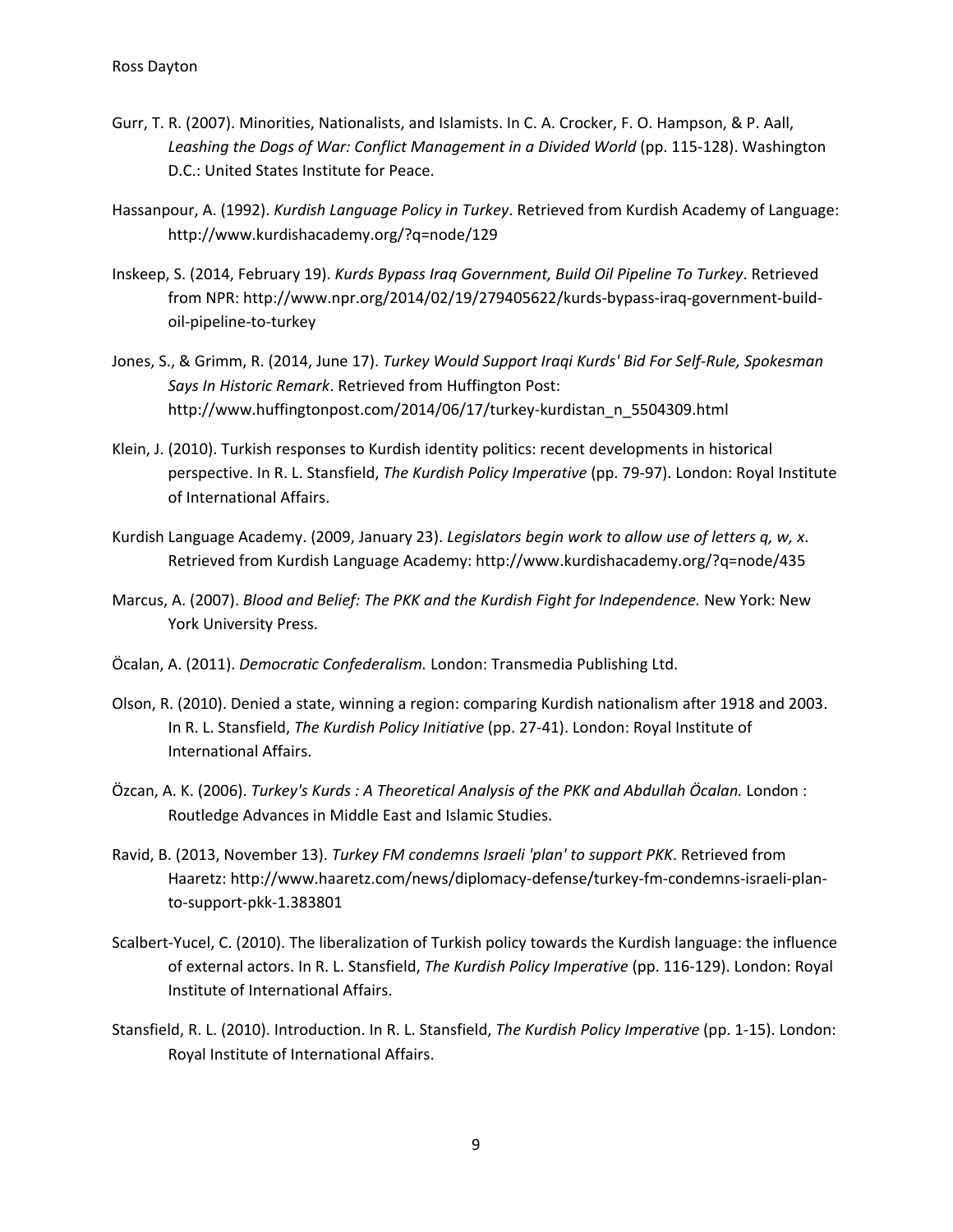Gurr, T. R. (2007). Minorities, Nationalists, and Islamists. In C. A. Crocker, F. O. Hampson, & P. Aall, *Leashing the Dogs of War: Conflict Management in a Divided World* (pp. 115-128). Washington D.C.: United States Institute for Peace.

Hassanpour, A. (1992). *Kurdish Language Policy in Turkey*. Retrieved from Kurdish Academy of Language: http://www.kurdishacademy.org/?q=node/129

Inskeep, S. (2014, February 19). *Kurds Bypass Iraq Government, Build Oil Pipeline To Turkey*. Retrieved from NPR: http://www.npr.org/2014/02/19/279405622/kurds-bypass-iraq-government-build-oil-pipeline-to-turkey

Jones, S., & Grimm, R. (2014, June 17). *Turkey Would Support Iraqi Kurds' Bid For Self-Rule, Spokesman Says In Historic Remark*. Retrieved from Huffington Post: http://www.huffingtonpost.com/2014/06/17/turkey-kurdistan_n_5504309.html

Klein, J. (2010). Turkish responses to Kurdish identity politics: recent developments in historical perspective. In R. L. Stansfield, *The Kurdish Policy Imperative* (pp. 79-97). London: Royal Institute of International Affairs.

Kurdish Language Academy. (2009, January 23). *Legislators begin work to allow use of letters q, w, x*. Retrieved from Kurdish Language Academy: http://www.kurdishacademy.org/?q=node/435

Marcus, A. (2007). *Blood and Belief: The PKK and the Kurdish Fight for Independence.* New York: New York University Press.

Öcalan, A. (2011). *Democratic Confederalism.* London: Transmedia Publishing Ltd.

Olson, R. (2010). Denied a state, winning a region: comparing Kurdish nationalism after 1918 and 2003. In R. L. Stansfield, *The Kurdish Policy Initiative* (pp. 27-41). London: Royal Institute of International Affairs.

Özcan, A. K. (2006). *Turkey's Kurds : A Theoretical Analysis of the PKK and Abdullah Öcalan.* London : Routledge Advances in Middle East and Islamic Studies.

Ravid, B. (2013, November 13). *Turkey FM condemns Israeli 'plan' to support PKK*. Retrieved from Haaretz: http://www.haaretz.com/news/diplomacy-defense/turkey-fm-condemns-israeli-plan-to-support-pkk-1.383801

Scalbert-Yucel, C. (2010). The liberalization of Turkish policy towards the Kurdish language: the influence of external actors. In R. L. Stansfield, *The Kurdish Policy Imperative* (pp. 116-129). London: Royal Institute of International Affairs.

Stansfield, R. L. (2010). Introduction. In R. L. Stansfield, *The Kurdish Policy Imperative* (pp. 1-15). London: Royal Institute of International Affairs.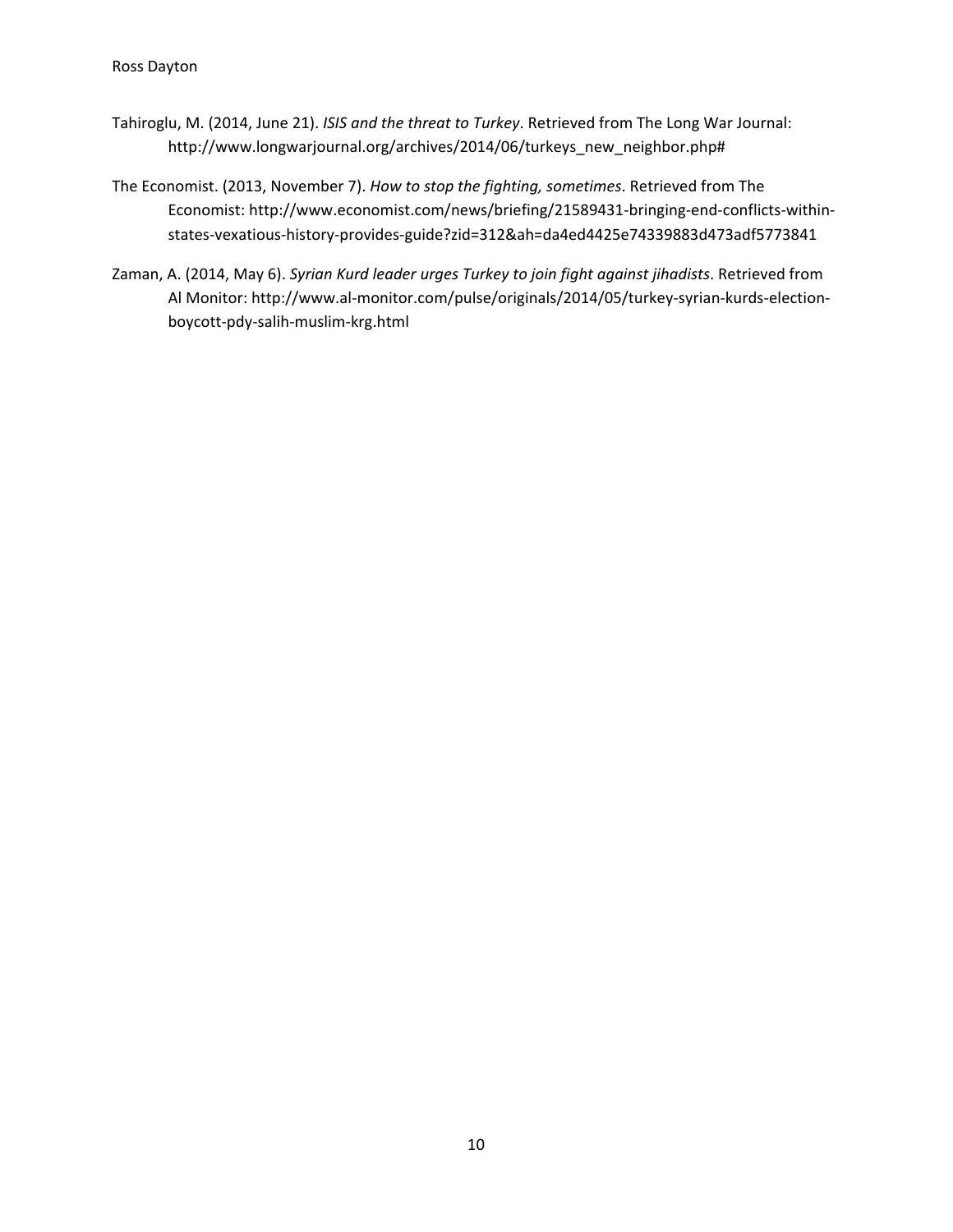Tahiroglu, M. (2014, June 21). *ISIS and the threat to Turkey*. Retrieved from The Long War Journal: http://www.longwarjournal.org/archives/2014/06/turkeys_new_neighbor.php#

The Economist. (2013, November 7). *How to stop the fighting, sometimes*. Retrieved from The Economist: http://www.economist.com/news/briefing/21589431-bringing-end-conflicts-within-states-vexatious-history-provides-guide?zid=312&ah=da4ed4425e74339883d473adf5773841

Zaman, A. (2014, May 6). *Syrian Kurd leader urges Turkey to join fight against jihadists*. Retrieved from Al Monitor: http://www.al-monitor.com/pulse/originals/2014/05/turkey-syrian-kurds-election-boycott-pdy-salih-muslim-krg.html